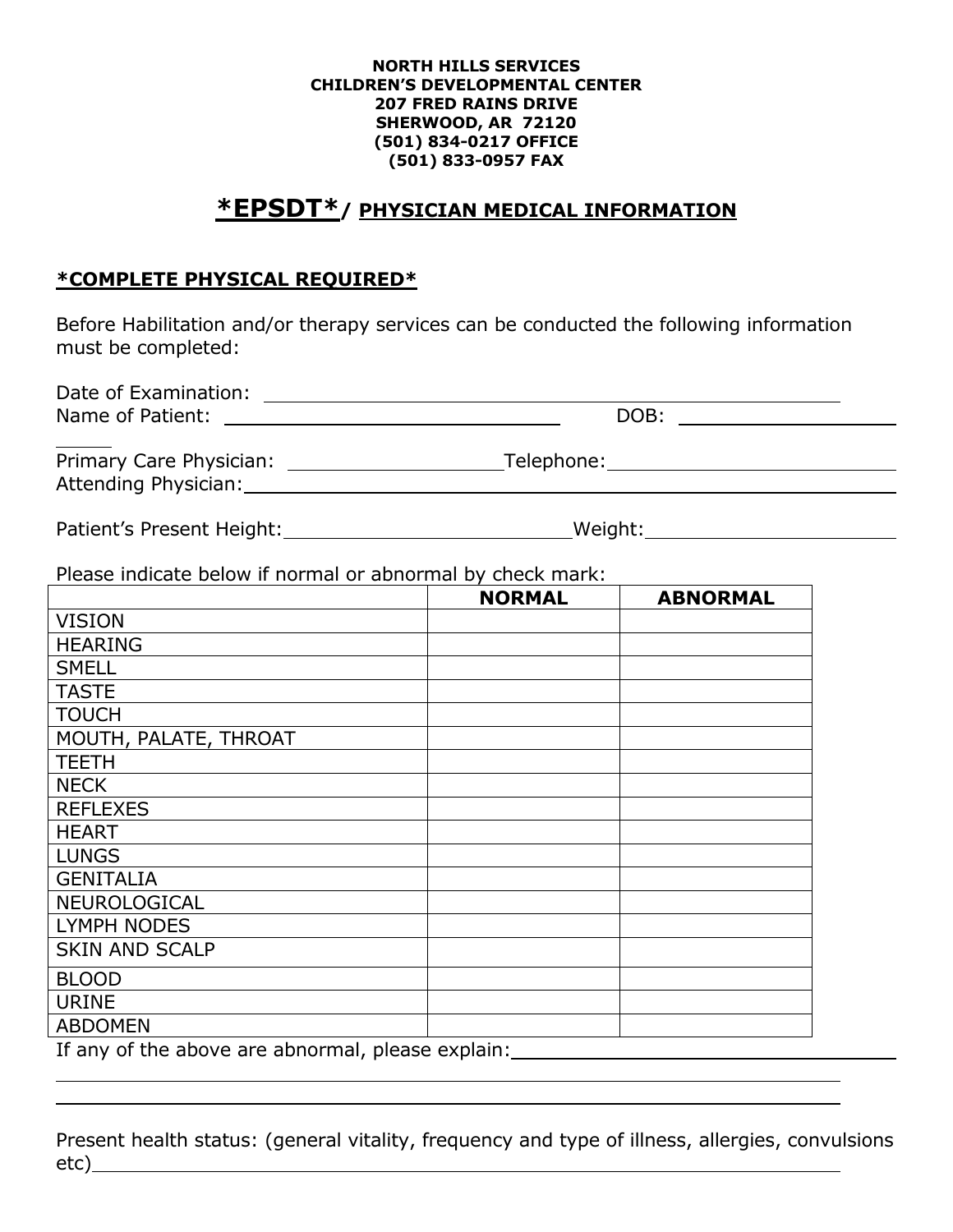**NORTH HILLS SERVICES**
**CHILDREN'S DEVELOPMENTAL CENTER**
**207 FRED RAINS DRIVE**
**SHERWOOD, AR 72120**
**(501) 834-0217 OFFICE**
**(501) 833-0957 FAX**

# *EPSDT*/ PHYSICIAN MEDICAL INFORMATION

## *COMPLETE PHYSICAL REQUIRED*

Before Habilitation and/or therapy services can be conducted the following information must be completed:

Date of Examination: ______________________________

Name of Patient: ______________________________ DOB: ______________________________

Primary Care Physician: ______________________________ Telephone: ______________________________

Attending Physician: ______________________________

Patient's Present Height: ______________________________ Weight: ______________________________

Please indicate below if normal or abnormal by check mark:

| | NORMAL | ABNORMAL |
|---|---|---|
| VISION | | |
| HEARING | | |
| SMELL | | |
| TASTE | | |
| TOUCH | | |
| MOUTH, PALATE, THROAT | | |
| TEETH | | |
| NECK | | |
| REFLEXES | | |
| HEART | | |
| LUNGS | | |
| GENITALIA | | |
| NEUROLOGICAL | | |
| LYMPH NODES | | |
| SKIN AND SCALP | | |
| BLOOD | | |
| URINE | | |
| ABDOMEN | | |

If any of the above are abnormal, please explain: ______________________________

______________________________

______________________________

Present health status: (general vitality, frequency and type of illness, allergies, convulsions etc) ______________________________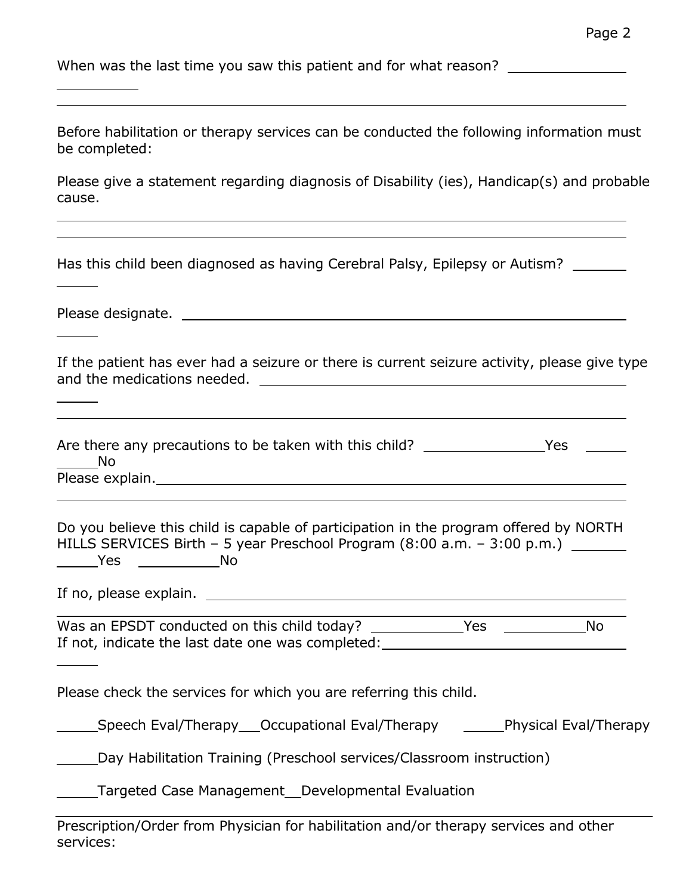When was the last time you saw this patient and for what reason? ______________________

______________________________________________________________________________

Before habilitation or therapy services can be conducted the following information must be completed:

Please give a statement regarding diagnosis of Disability (ies), Handicap(s) and probable cause.

______________________________________________________________________________

______________________________________________________________________________

Has this child been diagnosed as having Cerebral Palsy, Epilepsy or Autism? __________

Please designate. ______________________________________________________________

If the patient has ever had a seizure or there is current seizure activity, please give type and the medications needed. ______________________________________________

______________________________________________________________________________

Are there any precautions to be taken with this child? ______________Yes ______No

Please explain.__________________________________________________________________

______________________________________________________________________________

Do you believe this child is capable of participation in the program offered by NORTH HILLS SERVICES Birth – 5 year Preschool Program (8:00 a.m. – 3:00 p.m.) _______ _____Yes __________No

If no, please explain. ______________________________________________________

______________________________________________________________________________

Was an EPSDT conducted on this child today? ___________Yes __________No

If not, indicate the last date one was completed:______________________________

Please check the services for which you are referring this child.

_____Speech Eval/Therapy___Occupational Eval/Therapy _____Physical Eval/Therapy

_____Day Habilitation Training (Preschool services/Classroom instruction)

_____Targeted Case Management__Developmental Evaluation

---

Prescription/Order from Physician for habilitation and/or therapy services and other services: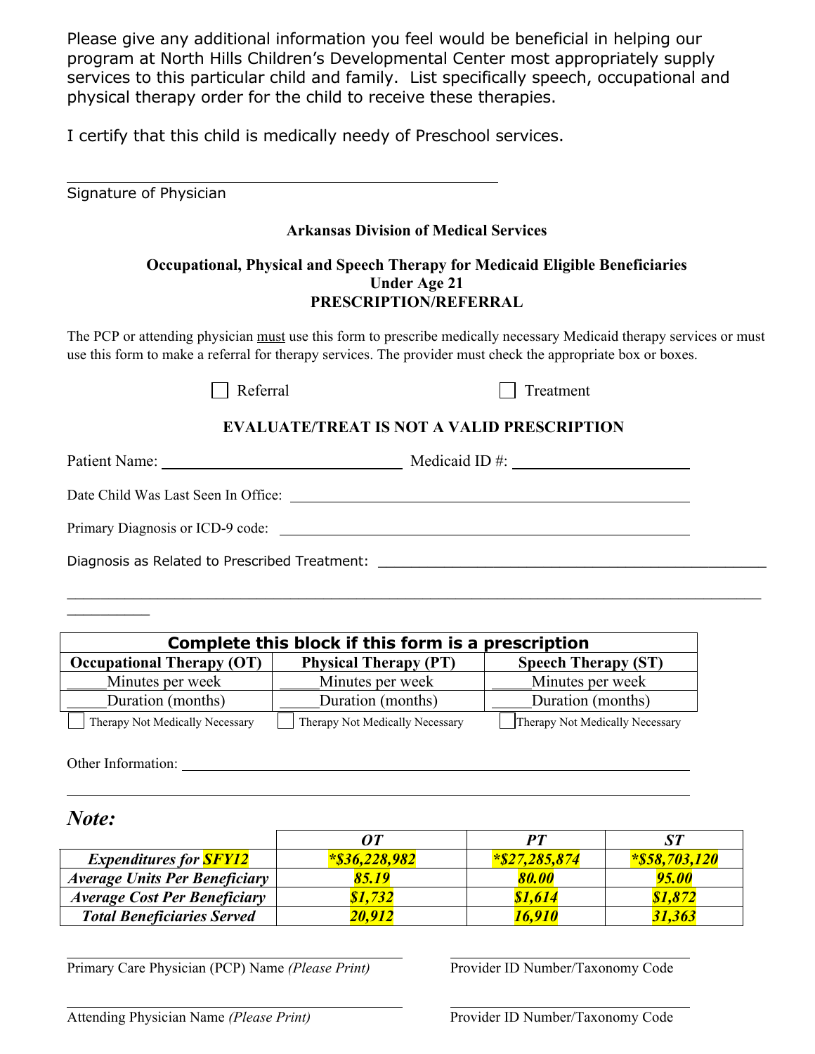Please give any additional information you feel would be beneficial in helping our program at North Hills Children's Developmental Center most appropriately supply services to this particular child and family. List specifically speech, occupational and physical therapy order for the child to receive these therapies.

I certify that this child is medically needy of Preschool services.

______________________________________________
Signature of Physician

**Arkansas Division of Medical Services**

**Occupational, Physical and Speech Therapy for Medicaid Eligible Beneficiaries Under Age 21**
**PRESCRIPTION/REFERRAL**

The PCP or attending physician must use this form to prescribe medically necessary Medicaid therapy services or must use this form to make a referral for therapy services. The provider must check the appropriate box or boxes.

☐ Referral ☐ Treatment

**EVALUATE/TREAT IS NOT A VALID PRESCRIPTION**

Patient Name: ______________________ Medicaid ID #: ____________________

Date Child Was Last Seen In Office: ________________________________________

Primary Diagnosis or ICD-9 code: ________________________________________

Diagnosis as Related to Prescribed Treatment: ________________________________________

________________________________________________________________________

| **Complete this block if this form is a prescription** | | |
|---|---|---|
| **Occupational Therapy (OT)** | **Physical Therapy (PT)** | **Speech Therapy (ST)** |
| _____Minutes per week | _____Minutes per week | _____Minutes per week |
| _____Duration (months) | _____Duration (months) | _____Duration (months) |
| ☐ Therapy Not Medically Necessary | ☐ Therapy Not Medically Necessary | ☐ Therapy Not Medically Necessary |

Other Information: ________________________________________________________

________________________________________________________________________

***Note:***

| | ***OT*** | ***PT*** | ***ST*** |
|---|---|---|---|
| ***Expenditures for SFY12*** | ***\*$36,228,982*** | ***\*$27,285,874*** | ***\*$58,703,120*** |
| ***Average Units Per Beneficiary*** | ***85.19*** | ***80.00*** | ***95.00*** |
| ***Average Cost Per Beneficiary*** | ***$1,732*** | ***$1,614*** | ***$1,872*** |
| ***Total Beneficiaries Served*** | ***20,912*** | ***16,910*** | ***31,363*** |

______________________________________ ______________________________
Primary Care Physician (PCP) Name *(Please Print)* Provider ID Number/Taxonomy Code

______________________________________ ______________________________
Attending Physician Name *(Please Print)* Provider ID Number/Taxonomy Code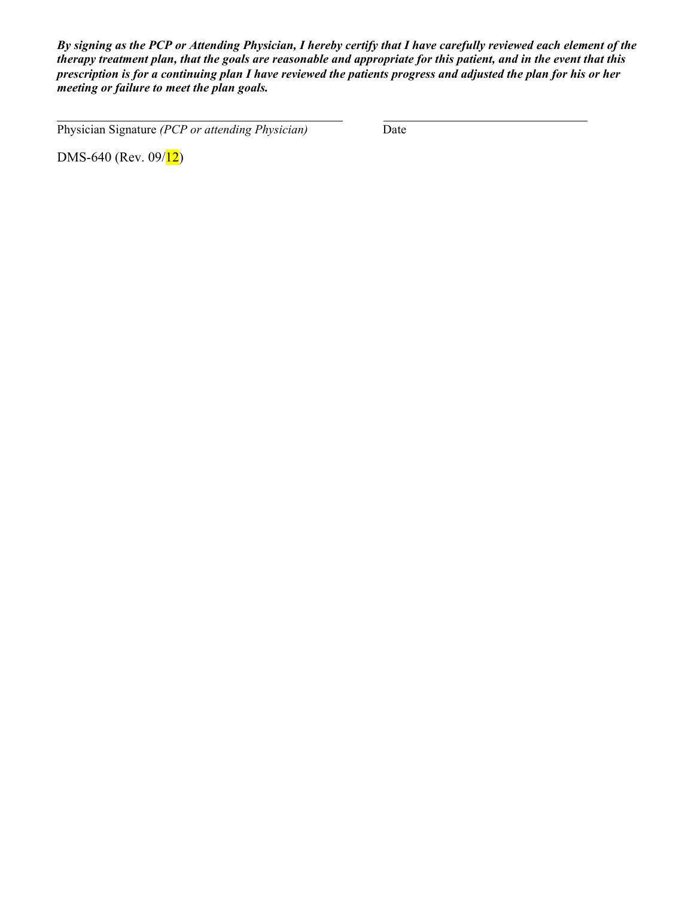***By signing as the PCP or Attending Physician, I hereby certify that I have carefully reviewed each element of the therapy treatment plan, that the goals are reasonable and appropriate for this patient, and in the event that this prescription is for a continuing plan I have reviewed the patients progress and adjusted the plan for his or her meeting or failure to meet the plan goals.***

\_\_\_\_\_\_\_\_\_\_\_\_\_\_\_\_\_\_\_\_\_\_\_\_\_\_\_\_\_\_\_\_\_\_\_\_\_\_\_\_\_\_\_\_ \_\_\_\_\_\_\_\_\_\_\_\_\_\_\_\_\_\_\_\_\_\_\_\_\_\_\_\_\_\_\_\_\_

Physician Signature *(PCP or attending Physician)* Date

DMS-640 (Rev. 09/12)